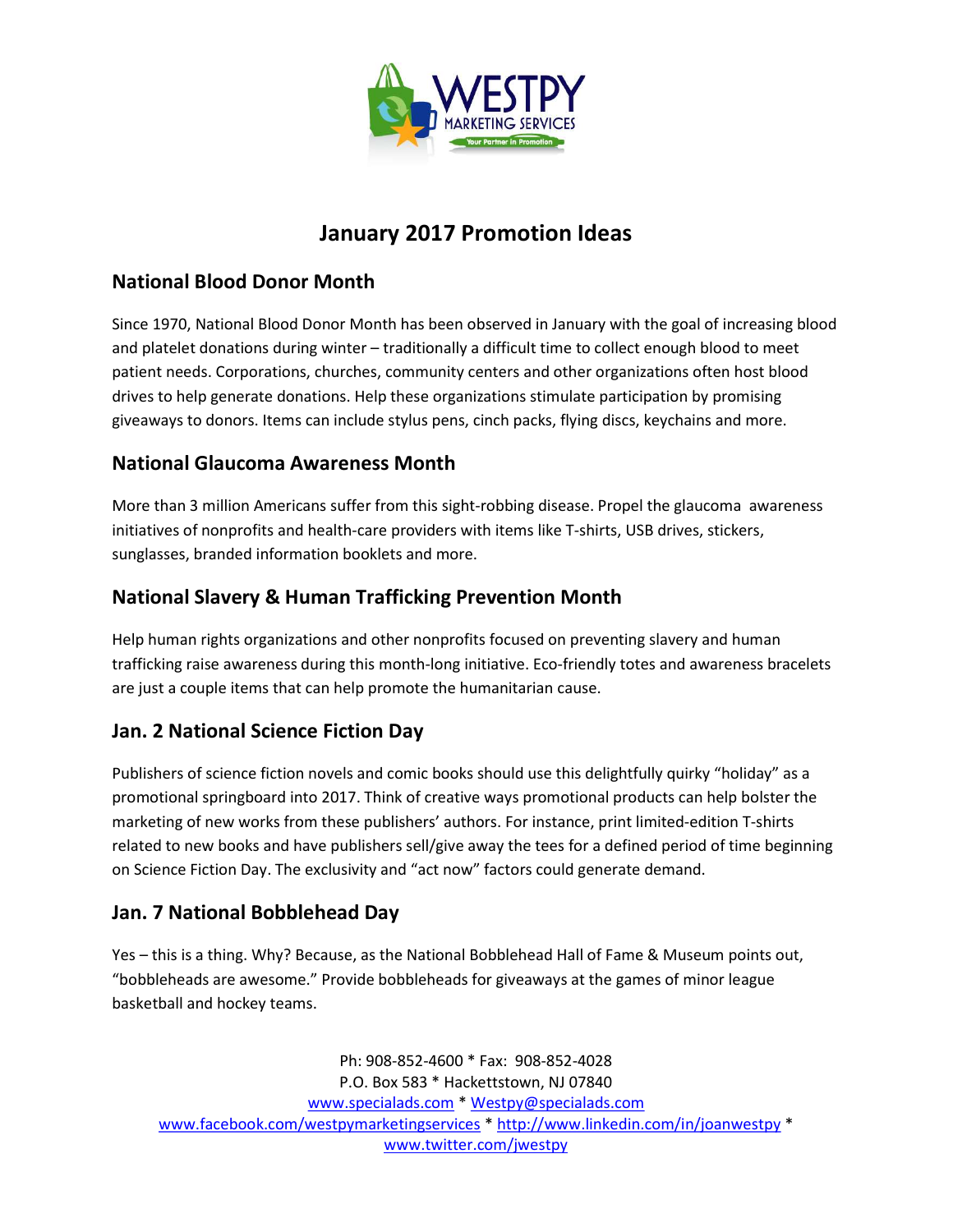# January 2017 Promotion Ideas

## National Blood Donor Month

Since 1970, National Blood Donor Month has been observed in January with the goal of increasing blood and platelet donations during winter – traditionally a difficult time to collect enough blood to meet patient needs. Corporations, churches, community centers and other organizations often host blood drives to help generate donations. Help these organizations stimulate participation by promising giveaways to donors. Items can include stylus pens, cinch packs, flying discs, keychains and more.

## National Glaucoma Awareness Month

More than 3 million Americans suffer from this sight-robbing disease. Propel the glaucoma awareness initiatives of nonprofits and health-care providers with items like T-shirts, USB drives, stickers, sunglasses, branded information booklets and more.

## National Slavery & Human Trafficking Prevention Month

Help human rights organizations and other nonprofits focused on preventing slavery and human trafficking raise awareness during this month-long initiative. Eco-friendly totes and awareness bracelets are just a couple items that can help promote the humanitarian cause.

## Jan. 2 National Science Fiction Day

Publishers of science fiction novels and comic books should use this delightfully quirky "holiday" as a promotional springboard into 2017. Think of creative ways promotional products can help bolster the marketing of new works from these publishers' authors. For instance, print limited-edition T-shirts related to new books and have publishers sell/give away the tees for a defined period of time beginning on Science Fiction Day. The exclusivity and "act now" factors could generate demand.

## Jan. 7 National Bobblehead Day

Yes – this is a thing. Why? Because, as the National Bobblehead Hall of Fame & Museum points out, "bobbleheads are awesome." Provide bobbleheads for giveaways at the games of minor league basketball and hockey teams.

Ph: 908-852-4600 * Fax: 908-852-4028
P.O. Box 583 * Hackettstown, NJ 07840
www.specialads.com * Westpy@specialads.com
www.facebook.com/westpymarketingservices * http://www.linkedin.com/in/joanwestpy *
www.twitter.com/jwestpy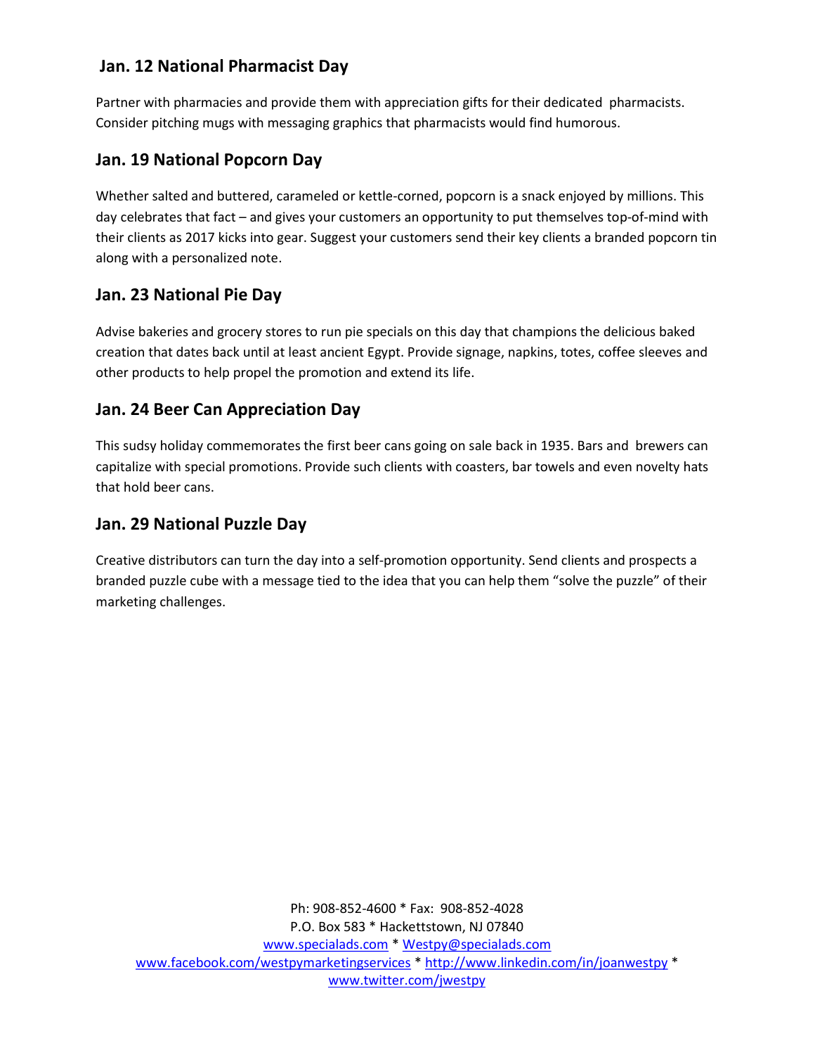## Jan. 12 National Pharmacist Day

Partner with pharmacies and provide them with appreciation gifts for their dedicated pharmacists. Consider pitching mugs with messaging graphics that pharmacists would find humorous.

## Jan. 19 National Popcorn Day

Whether salted and buttered, carameled or kettle-corned, popcorn is a snack enjoyed by millions. This day celebrates that fact – and gives your customers an opportunity to put themselves top-of-mind with their clients as 2017 kicks into gear. Suggest your customers send their key clients a branded popcorn tin along with a personalized note.

## Jan. 23 National Pie Day

Advise bakeries and grocery stores to run pie specials on this day that champions the delicious baked creation that dates back until at least ancient Egypt. Provide signage, napkins, totes, coffee sleeves and other products to help propel the promotion and extend its life.

## Jan. 24 Beer Can Appreciation Day

This sudsy holiday commemorates the first beer cans going on sale back in 1935. Bars and brewers can capitalize with special promotions. Provide such clients with coasters, bar towels and even novelty hats that hold beer cans.

## Jan. 29 National Puzzle Day

Creative distributors can turn the day into a self-promotion opportunity. Send clients and prospects a branded puzzle cube with a message tied to the idea that you can help them "solve the puzzle" of their marketing challenges.

Ph: 908-852-4600 * Fax: 908-852-4028
P.O. Box 583 * Hackettstown, NJ 07840
www.specialads.com * Westpy@specialads.com
www.facebook.com/westpymarketingservices * http://www.linkedin.com/in/joanwestpy *
www.twitter.com/jwestpy